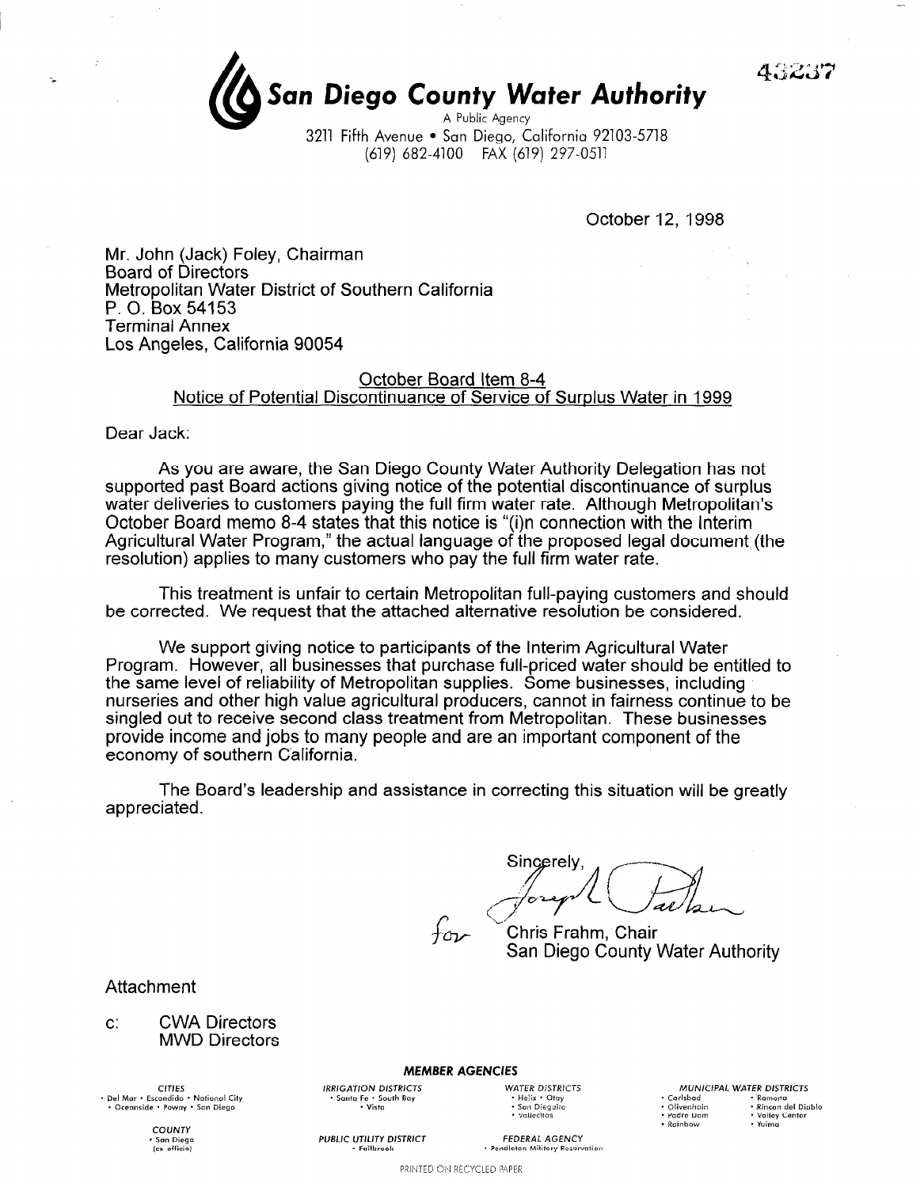43237

# San Diego County Water Authority

A Public Agency
3211 Fifth Avenue • San Diego, California 92103-5718
(619) 682-4100 FAX (619) 297-0511

October 12, 1998

Mr. John (Jack) Foley, Chairman
Board of Directors
Metropolitan Water District of Southern California
P. O. Box 54153
Terminal Annex
Los Angeles, California 90054

October Board Item 8-4
Notice of Potential Discontinuance of Service of Surplus Water in 1999

Dear Jack:

As you are aware, the San Diego County Water Authority Delegation has not supported past Board actions giving notice of the potential discontinuance of surplus water deliveries to customers paying the full firm water rate. Although Metropolitan's October Board memo 8-4 states that this notice is "(i)n connection with the Interim Agricultural Water Program," the actual language of the proposed legal document (the resolution) applies to many customers who pay the full firm water rate.

This treatment is unfair to certain Metropolitan full-paying customers and should be corrected. We request that the attached alternative resolution be considered.

We support giving notice to participants of the Interim Agricultural Water Program. However, all businesses that purchase full-priced water should be entitled to the same level of reliability of Metropolitan supplies. Some businesses, including nurseries and other high value agricultural producers, cannot in fairness continue to be singled out to receive second class treatment from Metropolitan. These businesses provide income and jobs to many people and are an important component of the economy of southern California.

The Board's leadership and assistance in correcting this situation will be greatly appreciated.

Sincerely,

for Chris Frahm, Chair
San Diego County Water Authority

Attachment

c: CWA Directors
MWD Directors

**MEMBER AGENCIES**

*CITIES*
• Del Mar • Escondido • National City
• Oceanside • Poway • San Diego

*COUNTY*
• San Diego (ex officio)

*IRRIGATION DISTRICTS*
• Santa Fe • South Bay
• Vista

*PUBLIC UTILITY DISTRICT*
• Fallbrook

*WATER DISTRICTS*
• Helix • Otay
• San Dieguito
• Vallecitos

*FEDERAL AGENCY*
• Pendleton Military Reservation

*MUNICIPAL WATER DISTRICTS*
• Carlsbad • Olivenhain • Padre Dam • Rainbow
• Ramona • Rincon del Diablo • Valley Center • Yuima

PRINTED ON RECYCLED PAPER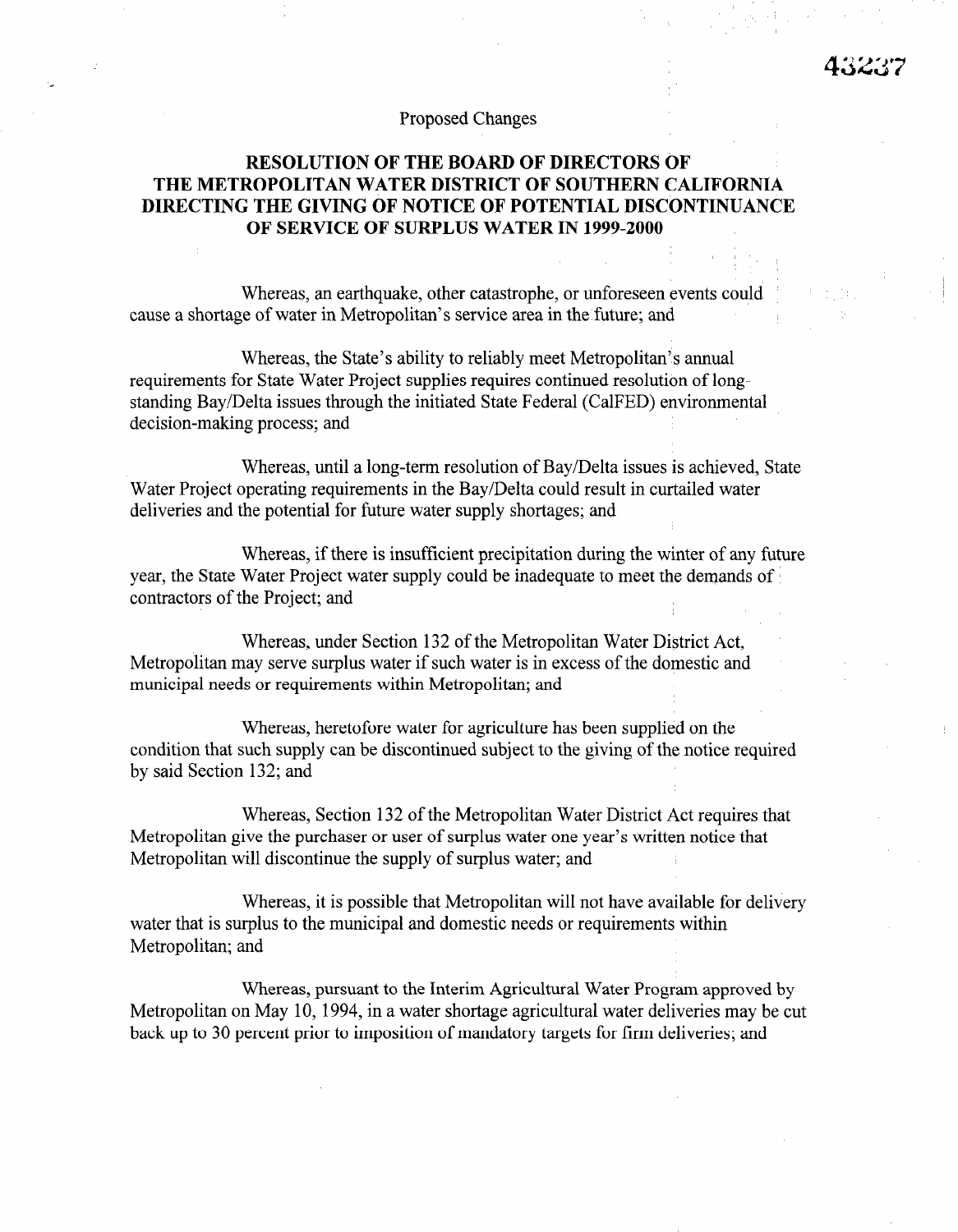Proposed Changes

# RESOLUTION OF THE BOARD OF DIRECTORS OF THE METROPOLITAN WATER DISTRICT OF SOUTHERN CALIFORNIA DIRECTING THE GIVING OF NOTICE OF POTENTIAL DISCONTINUANCE OF SERVICE OF SURPLUS WATER IN 1999-2000

Whereas, an earthquake, other catastrophe, or unforeseen events could cause a shortage of water in Metropolitan's service area in the future; and

Whereas, the State's ability to reliably meet Metropolitan's annual requirements for State Water Project supplies requires continued resolution of long-standing Bay/Delta issues through the initiated State Federal (CalFED) environmental decision-making process; and

Whereas, until a long-term resolution of Bay/Delta issues is achieved, State Water Project operating requirements in the Bay/Delta could result in curtailed water deliveries and the potential for future water supply shortages; and

Whereas, if there is insufficient precipitation during the winter of any future year, the State Water Project water supply could be inadequate to meet the demands of contractors of the Project; and

Whereas, under Section 132 of the Metropolitan Water District Act, Metropolitan may serve surplus water if such water is in excess of the domestic and municipal needs or requirements within Metropolitan; and

Whereas, heretofore water for agriculture has been supplied on the condition that such supply can be discontinued subject to the giving of the notice required by said Section 132; and

Whereas, Section 132 of the Metropolitan Water District Act requires that Metropolitan give the purchaser or user of surplus water one year's written notice that Metropolitan will discontinue the supply of surplus water; and

Whereas, it is possible that Metropolitan will not have available for delivery water that is surplus to the municipal and domestic needs or requirements within Metropolitan; and

Whereas, pursuant to the Interim Agricultural Water Program approved by Metropolitan on May 10, 1994, in a water shortage agricultural water deliveries may be cut back up to 30 percent prior to imposition of mandatory targets for firm deliveries; and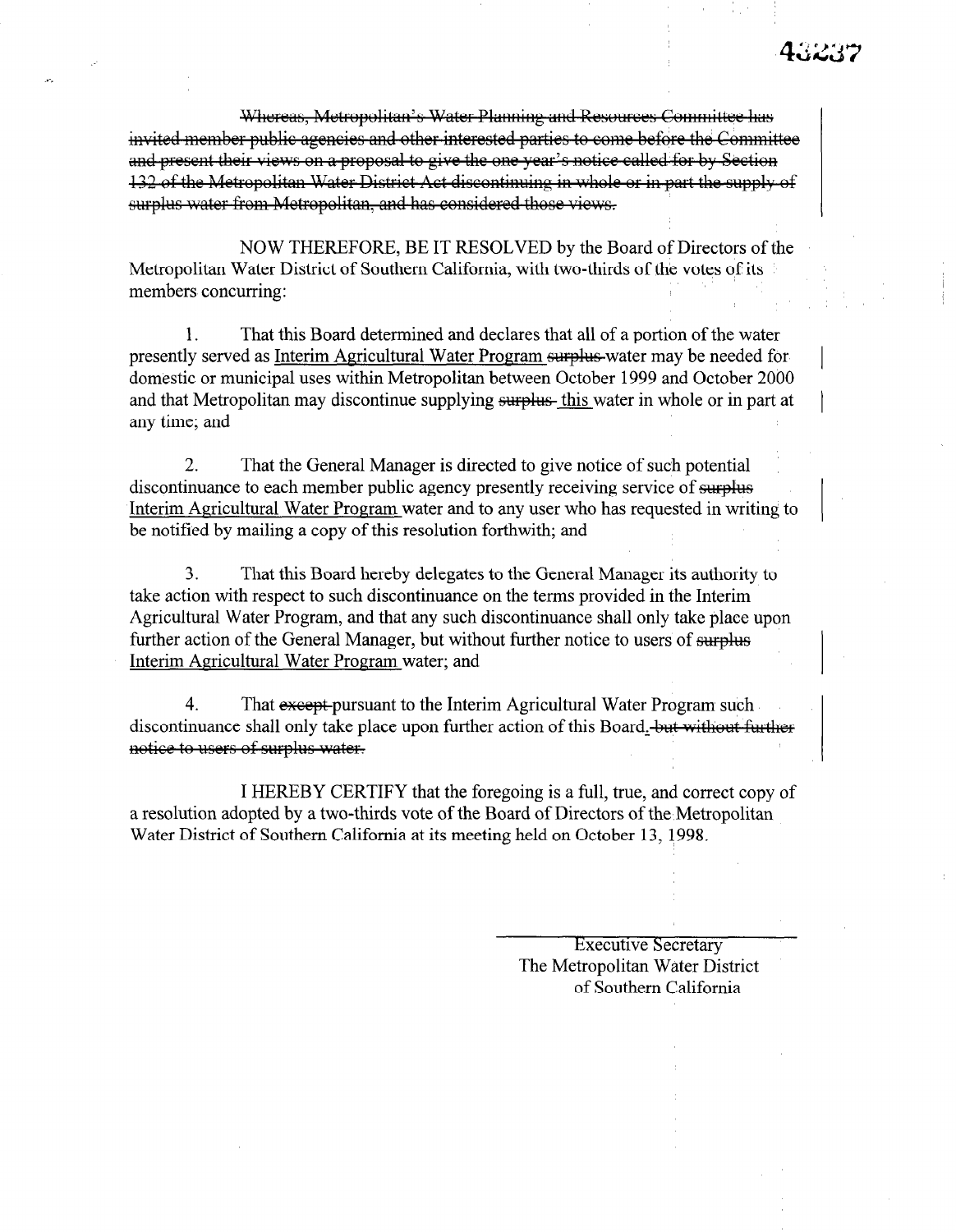~~Whereas, Metropolitan's Water Planning and Resources Committee has invited member public agencies and other interested parties to come before the Committee and present their views on a proposal to give the one year's notice called for by Section 132 of the Metropolitan Water District Act discontinuing in whole or in part the supply of surplus water from Metropolitan, and has considered those views.~~

NOW THEREFORE, BE IT RESOLVED by the Board of Directors of the Metropolitan Water District of Southern California, with two-thirds of the votes of its members concurring:

1. That this Board determined and declares that all of a portion of the water presently served as <u>Interim Agricultural Water Program</u> ~~surplus~~ water may be needed for domestic or municipal uses within Metropolitan between October 1999 and October 2000 and that Metropolitan may discontinue supplying ~~surplus~~ <u>this</u> water in whole or in part at any time; and

2. That the General Manager is directed to give notice of such potential discontinuance to each member public agency presently receiving service of ~~surplus~~ <u>Interim Agricultural Water Program</u> water and to any user who has requested in writing to be notified by mailing a copy of this resolution forthwith; and

3. That this Board hereby delegates to the General Manager its authority to take action with respect to such discontinuance on the terms provided in the Interim Agricultural Water Program, and that any such discontinuance shall only take place upon further action of the General Manager, but without further notice to users of ~~surplus~~ <u>Interim Agricultural Water Program</u> water; and

4. That ~~except~~ pursuant to the Interim Agricultural Water Program such discontinuance shall only take place upon further action of this Board. ~~but without further notice to users of surplus water.~~

I HEREBY CERTIFY that the foregoing is a full, true, and correct copy of a resolution adopted by a two-thirds vote of the Board of Directors of the Metropolitan Water District of Southern California at its meeting held on October 13, 1998.

Executive Secretary
The Metropolitan Water District
of Southern California